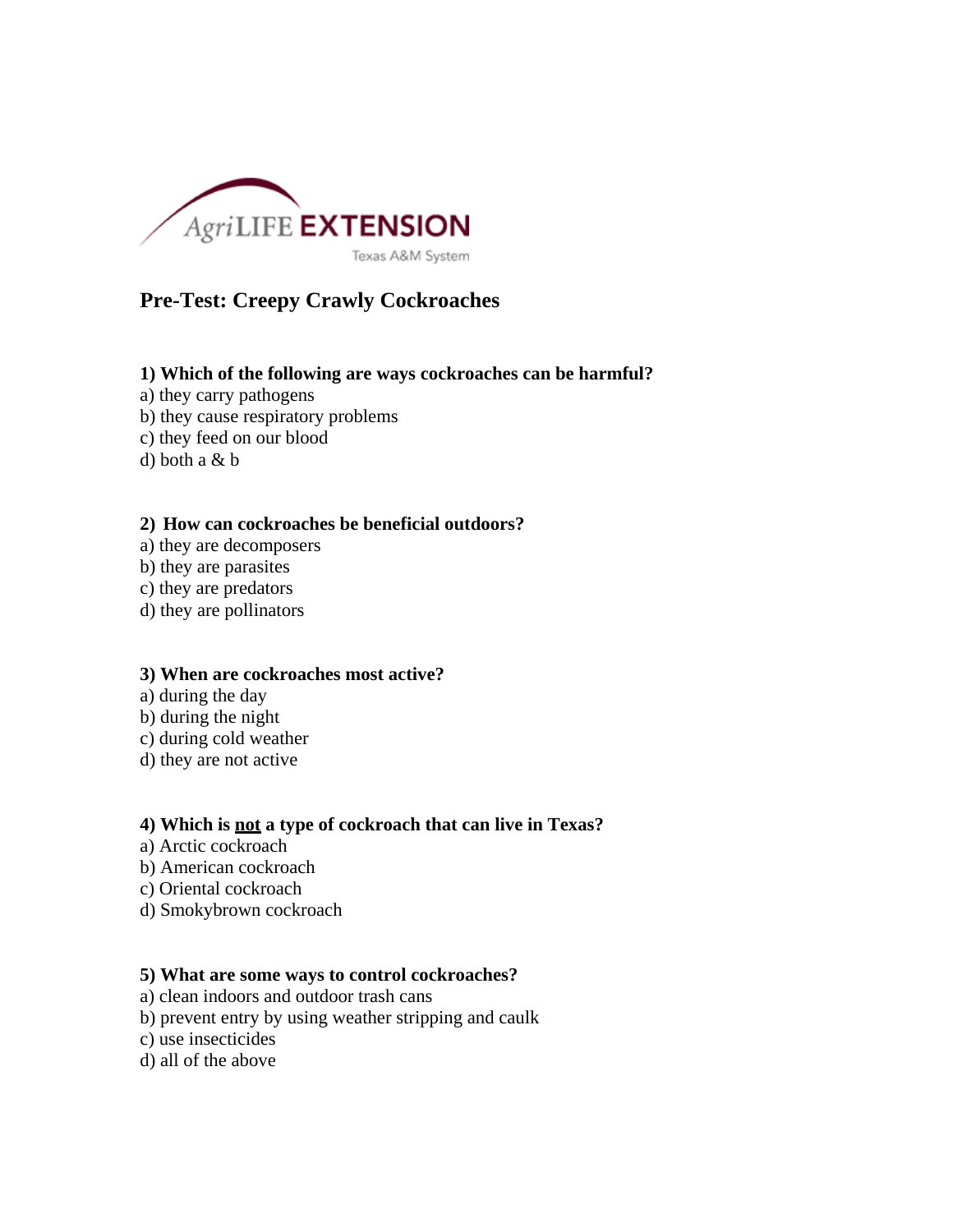AgriLIFE EXTENSION
Texas A&M System

## Pre-Test: Creepy Crawly Cockroaches

**1) Which of the following are ways cockroaches can be harmful?**

a) they carry pathogens
b) they cause respiratory problems
c) they feed on our blood
d) both a & b

**2) How can cockroaches be beneficial outdoors?**

a) they are decomposers
b) they are parasites
c) they are predators
d) they are pollinators

**3) When are cockroaches most active?**

a) during the day
b) during the night
c) during cold weather
d) they are not active

**4) Which is <u>not</u> a type of cockroach that can live in Texas?**

a) Arctic cockroach
b) American cockroach
c) Oriental cockroach
d) Smokybrown cockroach

**5) What are some ways to control cockroaches?**

a) clean indoors and outdoor trash cans
b) prevent entry by using weather stripping and caulk
c) use insecticides
d) all of the above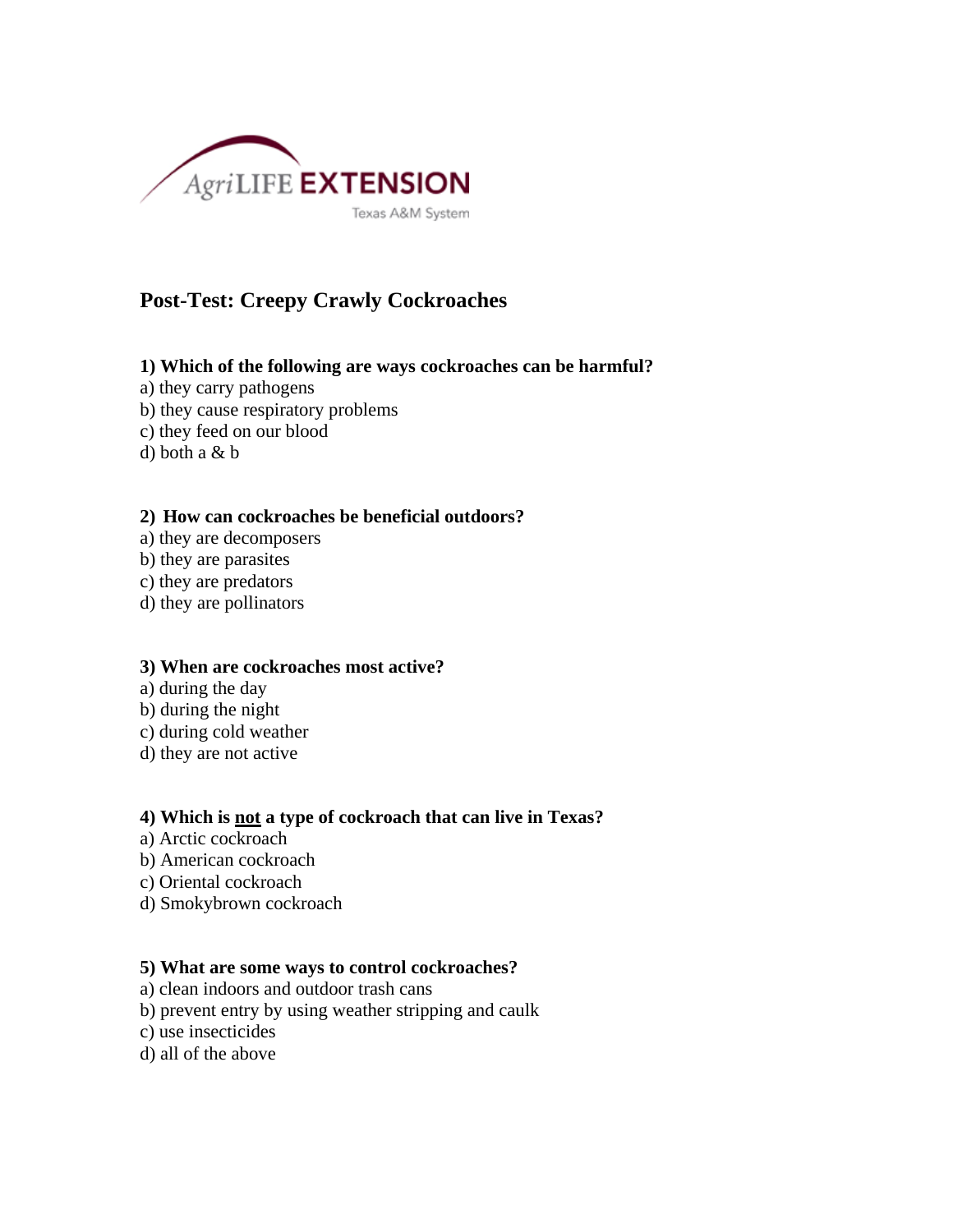AgriLIFE EXTENSION

Texas A&M System

## Post-Test: Creepy Crawly Cockroaches

**1) Which of the following are ways cockroaches can be harmful?**

a) they carry pathogens
b) they cause respiratory problems
c) they feed on our blood
d) both a & b

**2) How can cockroaches be beneficial outdoors?**

a) they are decomposers
b) they are parasites
c) they are predators
d) they are pollinators

**3) When are cockroaches most active?**

a) during the day
b) during the night
c) during cold weather
d) they are not active

**4) Which is <u>not</u> a type of cockroach that can live in Texas?**

a) Arctic cockroach
b) American cockroach
c) Oriental cockroach
d) Smokybrown cockroach

**5) What are some ways to control cockroaches?**

a) clean indoors and outdoor trash cans
b) prevent entry by using weather stripping and caulk
c) use insecticides
d) all of the above